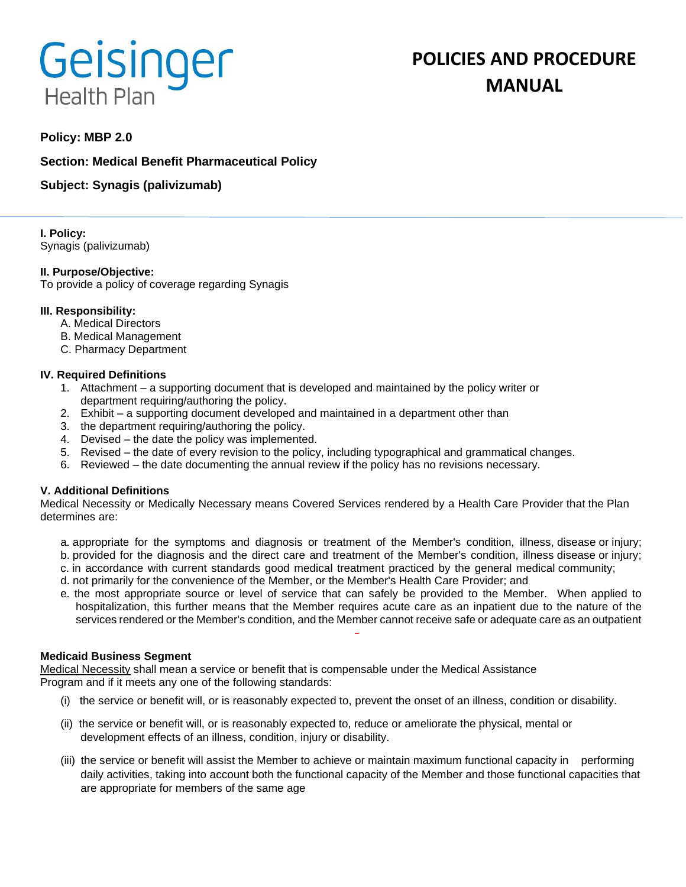Geisinger Health Plan

# POLICIES AND PROCEDURE MANUAL

**Policy: MBP 2.0**

**Section: Medical Benefit Pharmaceutical Policy**

**Subject: Synagis (palivizumab)**

**I. Policy:**
Synagis (palivizumab)

**II. Purpose/Objective:**
To provide a policy of coverage regarding Synagis

**III. Responsibility:**

A. Medical Directors
B. Medical Management
C. Pharmacy Department

**IV. Required Definitions**

1. Attachment – a supporting document that is developed and maintained by the policy writer or department requiring/authoring the policy.
2. Exhibit – a supporting document developed and maintained in a department other than
3. the department requiring/authoring the policy.
4. Devised – the date the policy was implemented.
5. Revised – the date of every revision to the policy, including typographical and grammatical changes.
6. Reviewed – the date documenting the annual review if the policy has no revisions necessary.

**V. Additional Definitions**

Medical Necessity or Medically Necessary means Covered Services rendered by a Health Care Provider that the Plan determines are:

a. appropriate for the symptoms and diagnosis or treatment of the Member's condition, illness, disease or injury;
b. provided for the diagnosis and the direct care and treatment of the Member's condition, illness disease or injury;
c. in accordance with current standards good medical treatment practiced by the general medical community;
d. not primarily for the convenience of the Member, or the Member's Health Care Provider; and
e. the most appropriate source or level of service that can safely be provided to the Member. When applied to hospitalization, this further means that the Member requires acute care as an inpatient due to the nature of the services rendered or the Member's condition, and the Member cannot receive safe or adequate care as an outpatient

**Medicaid Business Segment**

Medical Necessity shall mean a service or benefit that is compensable under the Medical Assistance Program and if it meets any one of the following standards:

(i) the service or benefit will, or is reasonably expected to, prevent the onset of an illness, condition or disability.

(ii) the service or benefit will, or is reasonably expected to, reduce or ameliorate the physical, mental or development effects of an illness, condition, injury or disability.

(iii) the service or benefit will assist the Member to achieve or maintain maximum functional capacity in performing daily activities, taking into account both the functional capacity of the Member and those functional capacities that are appropriate for members of the same age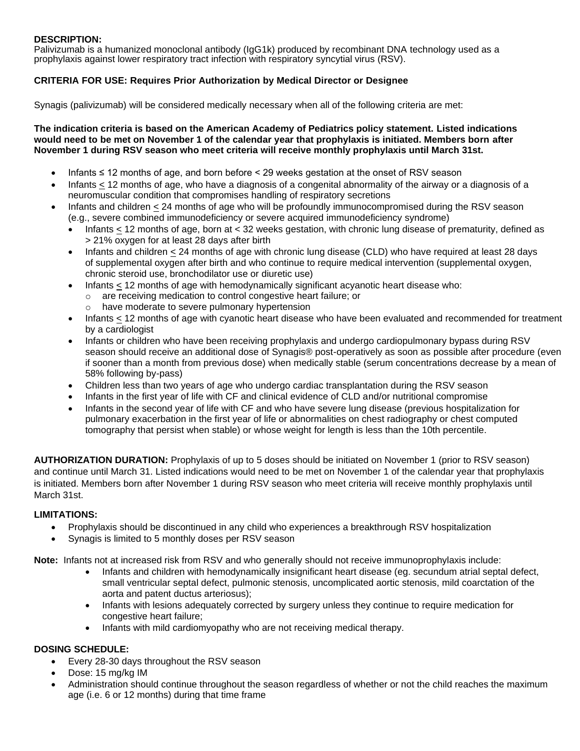**DESCRIPTION:**
Palivizumab is a humanized monoclonal antibody (IgG1k) produced by recombinant DNA technology used as a prophylaxis against lower respiratory tract infection with respiratory syncytial virus (RSV).

**CRITERIA FOR USE: Requires Prior Authorization by Medical Director or Designee**

Synagis (palivizumab) will be considered medically necessary when all of the following criteria are met:

**The indication criteria is based on the American Academy of Pediatrics policy statement. Listed indications would need to be met on November 1 of the calendar year that prophylaxis is initiated. Members born after November 1 during RSV season who meet criteria will receive monthly prophylaxis until March 31st.**

- Infants ≤ 12 months of age, and born before < 29 weeks gestation at the onset of RSV season
- Infants ≤ 12 months of age, who have a diagnosis of a congenital abnormality of the airway or a diagnosis of a neuromuscular condition that compromises handling of respiratory secretions
- Infants and children ≤ 24 months of age who will be profoundly immunocompromised during the RSV season (e.g., severe combined immunodeficiency or severe acquired immunodeficiency syndrome)
  - Infants ≤ 12 months of age, born at < 32 weeks gestation, with chronic lung disease of prematurity, defined as > 21% oxygen for at least 28 days after birth
  - Infants and children ≤ 24 months of age with chronic lung disease (CLD) who have required at least 28 days of supplemental oxygen after birth and who continue to require medical intervention (supplemental oxygen, chronic steroid use, bronchodilator use or diuretic use)
  - Infants ≤ 12 months of age with hemodynamically significant acyanotic heart disease who:
    - are receiving medication to control congestive heart failure; or
    - have moderate to severe pulmonary hypertension
  - Infants ≤ 12 months of age with cyanotic heart disease who have been evaluated and recommended for treatment by a cardiologist
  - Infants or children who have been receiving prophylaxis and undergo cardiopulmonary bypass during RSV season should receive an additional dose of Synagis® post-operatively as soon as possible after procedure (even if sooner than a month from previous dose) when medically stable (serum concentrations decrease by a mean of 58% following by-pass)
  - Children less than two years of age who undergo cardiac transplantation during the RSV season
  - Infants in the first year of life with CF and clinical evidence of CLD and/or nutritional compromise
  - Infants in the second year of life with CF and who have severe lung disease (previous hospitalization for pulmonary exacerbation in the first year of life or abnormalities on chest radiography or chest computed tomography that persist when stable) or whose weight for length is less than the 10th percentile.

**AUTHORIZATION DURATION:** Prophylaxis of up to 5 doses should be initiated on November 1 (prior to RSV season) and continue until March 31. Listed indications would need to be met on November 1 of the calendar year that prophylaxis is initiated. Members born after November 1 during RSV season who meet criteria will receive monthly prophylaxis until March 31st.

**LIMITATIONS:**

- Prophylaxis should be discontinued in any child who experiences a breakthrough RSV hospitalization
- Synagis is limited to 5 monthly doses per RSV season

**Note:** Infants not at increased risk from RSV and who generally should not receive immunoprophylaxis include:

- Infants and children with hemodynamically insignificant heart disease (eg. secundum atrial septal defect, small ventricular septal defect, pulmonic stenosis, uncomplicated aortic stenosis, mild coarctation of the aorta and patent ductus arteriosus);
- Infants with lesions adequately corrected by surgery unless they continue to require medication for congestive heart failure;
- Infants with mild cardiomyopathy who are not receiving medical therapy.

**DOSING SCHEDULE:**

- Every 28-30 days throughout the RSV season
- Dose: 15 mg/kg IM
- Administration should continue throughout the season regardless of whether or not the child reaches the maximum age (i.e. 6 or 12 months) during that time frame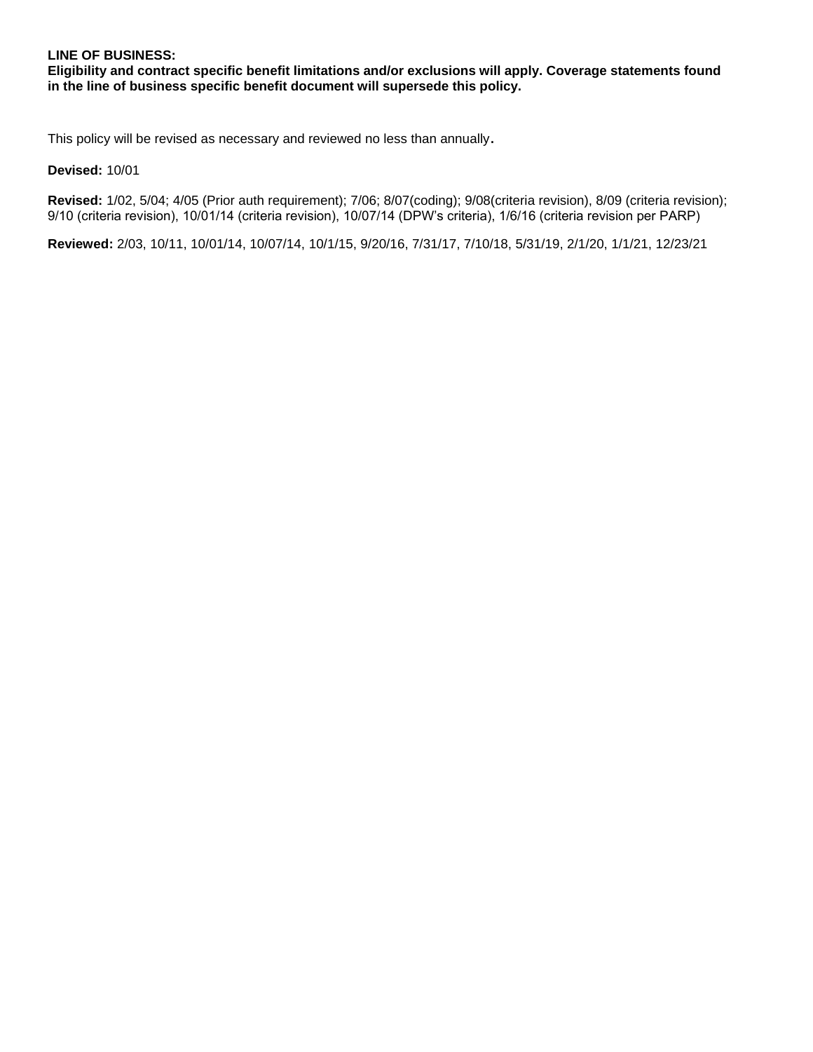**LINE OF BUSINESS:**
**Eligibility and contract specific benefit limitations and/or exclusions will apply. Coverage statements found in the line of business specific benefit document will supersede this policy.**

This policy will be revised as necessary and reviewed no less than annually.

**Devised:** 10/01

**Revised:** 1/02, 5/04; 4/05 (Prior auth requirement); 7/06; 8/07(coding); 9/08(criteria revision), 8/09 (criteria revision); 9/10 (criteria revision), 10/01/14 (criteria revision), 10/07/14 (DPW's criteria), 1/6/16 (criteria revision per PARP)

**Reviewed:** 2/03, 10/11, 10/01/14, 10/07/14, 10/1/15, 9/20/16, 7/31/17, 7/10/18, 5/31/19, 2/1/20, 1/1/21, 12/23/21